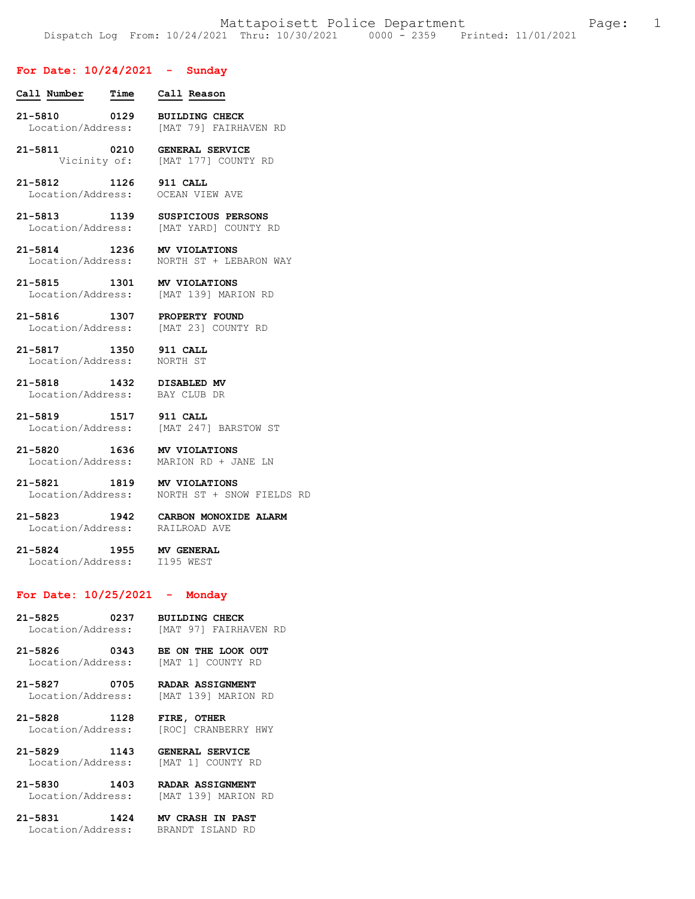Mattapoisett Police Department

Dispatch Log From: 10/24/2021 Thru: 10/30/2021 0000 - 2359 Printed: 11/01/2021

## For Date: 10/24/2021 - Sunday

| Call Number | Time | Call Reason |
|---|---|---|
| 21-5810 | 0129 | **BUILDING CHECK** |
| Location/Address: | | [MAT 79] FAIRHAVEN RD |
| 21-5811 | 0210 | **GENERAL SERVICE** |
| Vicinity of: | | [MAT 177] COUNTY RD |
| 21-5812 | 1126 | **911 CALL** |
| Location/Address: | | OCEAN VIEW AVE |
| 21-5813 | 1139 | **SUSPICIOUS PERSONS** |
| Location/Address: | | [MAT YARD] COUNTY RD |
| 21-5814 | 1236 | **MV VIOLATIONS** |
| Location/Address: | | NORTH ST + LEBARON WAY |
| 21-5815 | 1301 | **MV VIOLATIONS** |
| Location/Address: | | [MAT 139] MARION RD |
| 21-5816 | 1307 | **PROPERTY FOUND** |
| Location/Address: | | [MAT 23] COUNTY RD |
| 21-5817 | 1350 | **911 CALL** |
| Location/Address: | | NORTH ST |
| 21-5818 | 1432 | **DISABLED MV** |
| Location/Address: | | BAY CLUB DR |
| 21-5819 | 1517 | **911 CALL** |
| Location/Address: | | [MAT 247] BARSTOW ST |
| 21-5820 | 1636 | **MV VIOLATIONS** |
| Location/Address: | | MARION RD + JANE LN |
| 21-5821 | 1819 | **MV VIOLATIONS** |
| Location/Address: | | NORTH ST + SNOW FIELDS RD |
| 21-5823 | 1942 | **CARBON MONOXIDE ALARM** |
| Location/Address: | | RAILROAD AVE |
| 21-5824 | 1955 | **MV GENERAL** |
| Location/Address: | | I195 WEST |

## For Date: 10/25/2021 - Monday

| Call Number | Time | Call Reason |
|---|---|---|
| 21-5825 | 0237 | **BUILDING CHECK** |
| Location/Address: | | [MAT 97] FAIRHAVEN RD |
| 21-5826 | 0343 | **BE ON THE LOOK OUT** |
| Location/Address: | | [MAT 1] COUNTY RD |
| 21-5827 | 0705 | **RADAR ASSIGNMENT** |
| Location/Address: | | [MAT 139] MARION RD |
| 21-5828 | 1128 | **FIRE, OTHER** |
| Location/Address: | | [ROC] CRANBERRY HWY |
| 21-5829 | 1143 | **GENERAL SERVICE** |
| Location/Address: | | [MAT 1] COUNTY RD |
| 21-5830 | 1403 | **RADAR ASSIGNMENT** |
| Location/Address: | | [MAT 139] MARION RD |
| 21-5831 | 1424 | **MV CRASH IN PAST** |
| Location/Address: | | BRANDT ISLAND RD |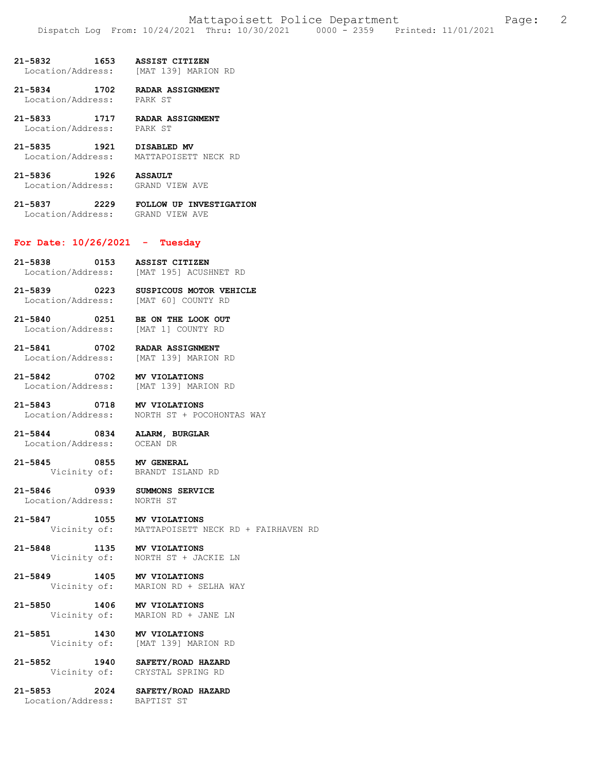**21-5832 1653 ASSIST CITIZEN**
Location/Address: [MAT 139] MARION RD

**21-5834 1702 RADAR ASSIGNMENT**
Location/Address: PARK ST

**21-5833 1717 RADAR ASSIGNMENT**
Location/Address: PARK ST

**21-5835 1921 DISABLED MV**
Location/Address: MATTAPOISETT NECK RD

**21-5836 1926 ASSAULT**
Location/Address: GRAND VIEW AVE

**21-5837 2229 FOLLOW UP INVESTIGATION**
Location/Address: GRAND VIEW AVE

## For Date: 10/26/2021 - Tuesday

**21-5838 0153 ASSIST CITIZEN**
Location/Address: [MAT 195] ACUSHNET RD

**21-5839 0223 SUSPICOUS MOTOR VEHICLE**
Location/Address: [MAT 60] COUNTY RD

**21-5840 0251 BE ON THE LOOK OUT**
Location/Address: [MAT 1] COUNTY RD

**21-5841 0702 RADAR ASSIGNMENT**
Location/Address: [MAT 139] MARION RD

**21-5842 0702 MV VIOLATIONS**
Location/Address: [MAT 139] MARION RD

**21-5843 0718 MV VIOLATIONS**
Location/Address: NORTH ST + POCOHONTAS WAY

**21-5844 0834 ALARM, BURGLAR**
Location/Address: OCEAN DR

**21-5845 0855 MV GENERAL**
Vicinity of: BRANDT ISLAND RD

**21-5846 0939 SUMMONS SERVICE**
Location/Address: NORTH ST

**21-5847 1055 MV VIOLATIONS**
Vicinity of: MATTAPOISETT NECK RD + FAIRHAVEN RD

**21-5848 1135 MV VIOLATIONS**
Vicinity of: NORTH ST + JACKIE LN

**21-5849 1405 MV VIOLATIONS**
Vicinity of: MARION RD + SELHA WAY

**21-5850 1406 MV VIOLATIONS**
Vicinity of: MARION RD + JANE LN

**21-5851 1430 MV VIOLATIONS**
Vicinity of: [MAT 139] MARION RD

**21-5852 1940 SAFETY/ROAD HAZARD**
Vicinity of: CRYSTAL SPRING RD

**21-5853 2024 SAFETY/ROAD HAZARD**
Location/Address: BAPTIST ST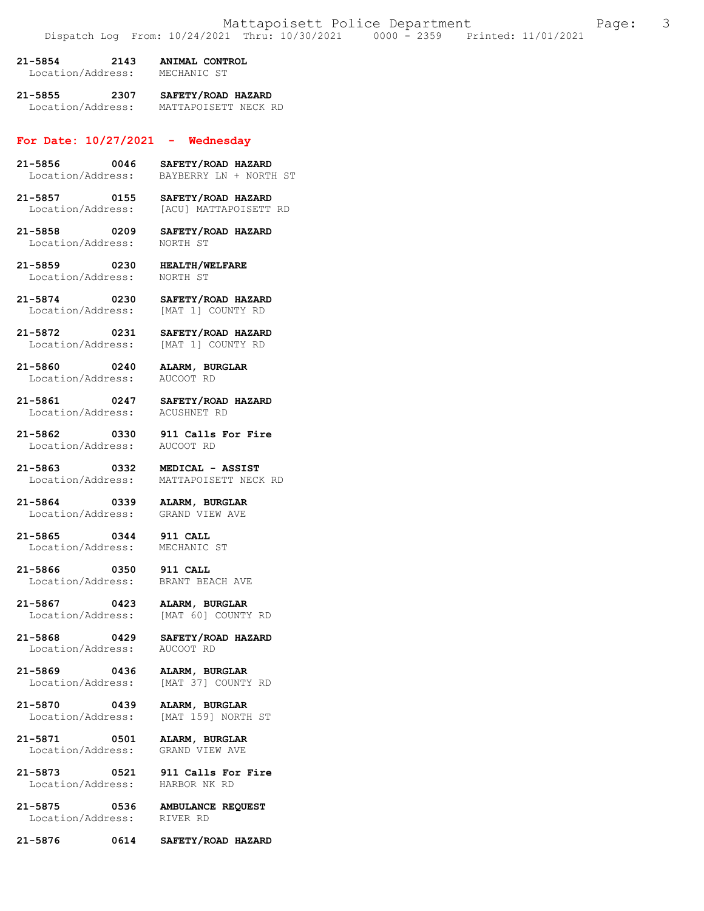**21-5854 2143 ANIMAL CONTROL**
Location/Address: MECHANIC ST

**21-5855 2307 SAFETY/ROAD HAZARD**
Location/Address: MATTAPOISETT NECK RD

## For Date: 10/27/2021 - Wednesday

**21-5856 0046 SAFETY/ROAD HAZARD**
Location/Address: BAYBERRY LN + NORTH ST

**21-5857 0155 SAFETY/ROAD HAZARD**
Location/Address: [ACU] MATTAPOISETT RD

**21-5858 0209 SAFETY/ROAD HAZARD**
Location/Address: NORTH ST

**21-5859 0230 HEALTH/WELFARE**
Location/Address: NORTH ST

**21-5874 0230 SAFETY/ROAD HAZARD**
Location/Address: [MAT 1] COUNTY RD

**21-5872 0231 SAFETY/ROAD HAZARD**
Location/Address: [MAT 1] COUNTY RD

**21-5860 0240 ALARM, BURGLAR**
Location/Address: AUCOOT RD

**21-5861 0247 SAFETY/ROAD HAZARD**
Location/Address: ACUSHNET RD

**21-5862 0330 911 Calls For Fire**
Location/Address: AUCOOT RD

**21-5863 0332 MEDICAL - ASSIST**
Location/Address: MATTAPOISETT NECK RD

**21-5864 0339 ALARM, BURGLAR**
Location/Address: GRAND VIEW AVE

**21-5865 0344 911 CALL**
Location/Address: MECHANIC ST

**21-5866 0350 911 CALL**
Location/Address: BRANT BEACH AVE

**21-5867 0423 ALARM, BURGLAR**
Location/Address: [MAT 60] COUNTY RD

**21-5868 0429 SAFETY/ROAD HAZARD**
Location/Address: AUCOOT RD

**21-5869 0436 ALARM, BURGLAR**
Location/Address: [MAT 37] COUNTY RD

**21-5870 0439 ALARM, BURGLAR**
Location/Address: [MAT 159] NORTH ST

**21-5871 0501 ALARM, BURGLAR**
Location/Address: GRAND VIEW AVE

**21-5873 0521 911 Calls For Fire**
Location/Address: HARBOR NK RD

**21-5875 0536 AMBULANCE REQUEST**
Location/Address: RIVER RD

**21-5876 0614 SAFETY/ROAD HAZARD**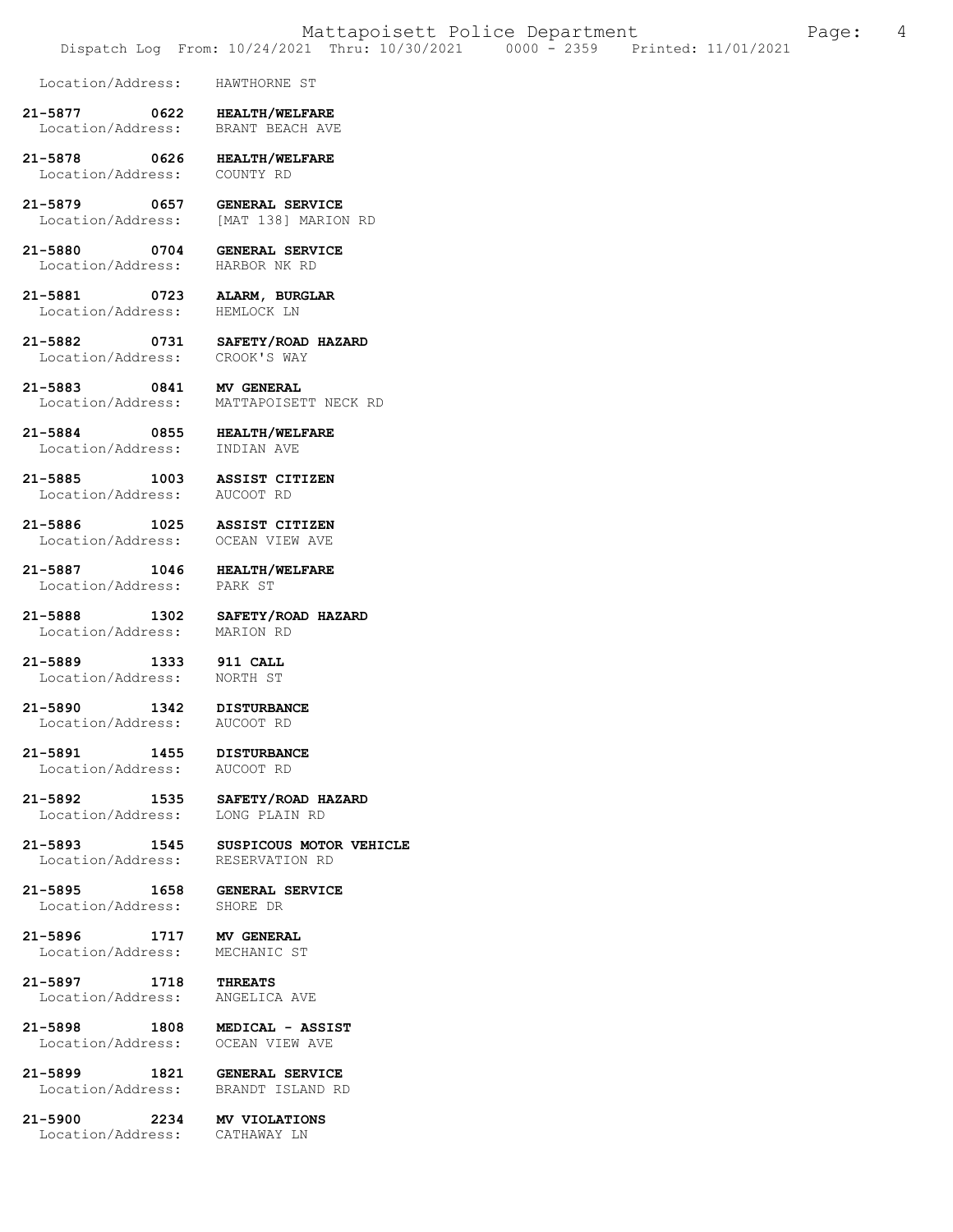Location/Address: HAWTHORNE ST

**21-5877 0622 HEALTH/WELFARE**
Location/Address: BRANT BEACH AVE

**21-5878 0626 HEALTH/WELFARE**
Location/Address: COUNTY RD

**21-5879 0657 GENERAL SERVICE**
Location/Address: [MAT 138] MARION RD

**21-5880 0704 GENERAL SERVICE**
Location/Address: HARBOR NK RD

**21-5881 0723 ALARM, BURGLAR**
Location/Address: HEMLOCK LN

**21-5882 0731 SAFETY/ROAD HAZARD**
Location/Address: CROOK'S WAY

**21-5883 0841 MV GENERAL**
Location/Address: MATTAPOISETT NECK RD

**21-5884 0855 HEALTH/WELFARE**
Location/Address: INDIAN AVE

**21-5885 1003 ASSIST CITIZEN**
Location/Address: AUCOOT RD

**21-5886 1025 ASSIST CITIZEN**
Location/Address: OCEAN VIEW AVE

**21-5887 1046 HEALTH/WELFARE**
Location/Address: PARK ST

**21-5888 1302 SAFETY/ROAD HAZARD**
Location/Address: MARION RD

**21-5889 1333 911 CALL**
Location/Address: NORTH ST

**21-5890 1342 DISTURBANCE**
Location/Address: AUCOOT RD

**21-5891 1455 DISTURBANCE**
Location/Address: AUCOOT RD

**21-5892 1535 SAFETY/ROAD HAZARD**
Location/Address: LONG PLAIN RD

**21-5893 1545 SUSPICOUS MOTOR VEHICLE**
Location/Address: RESERVATION RD

**21-5895 1658 GENERAL SERVICE**
Location/Address: SHORE DR

**21-5896 1717 MV GENERAL**
Location/Address: MECHANIC ST

**21-5897 1718 THREATS**
Location/Address: ANGELICA AVE

**21-5898 1808 MEDICAL - ASSIST**
Location/Address: OCEAN VIEW AVE

**21-5899 1821 GENERAL SERVICE**
Location/Address: BRANDT ISLAND RD

**21-5900 2234 MV VIOLATIONS**
Location/Address: CATHAWAY LN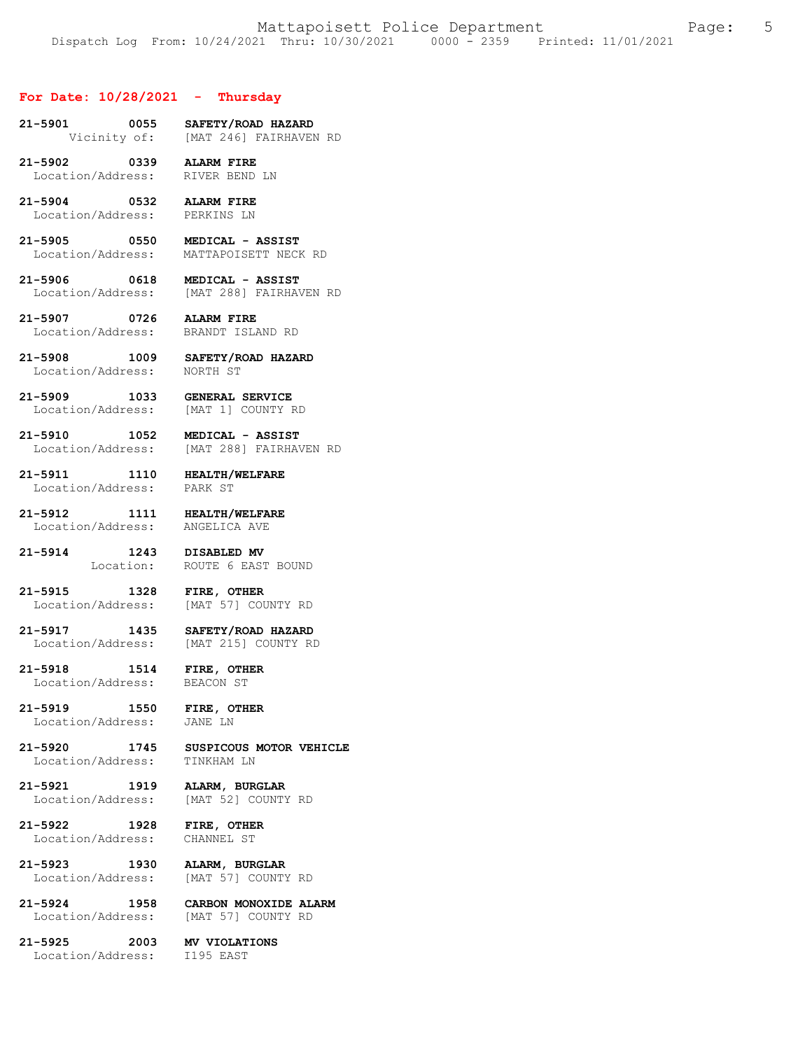## For Date: 10/28/2021 - Thursday

**21-5901 0055 SAFETY/ROAD HAZARD**
Vicinity of: [MAT 246] FAIRHAVEN RD

**21-5902 0339 ALARM FIRE**
Location/Address: RIVER BEND LN

**21-5904 0532 ALARM FIRE**
Location/Address: PERKINS LN

**21-5905 0550 MEDICAL - ASSIST**
Location/Address: MATTAPOISETT NECK RD

**21-5906 0618 MEDICAL - ASSIST**
Location/Address: [MAT 288] FAIRHAVEN RD

**21-5907 0726 ALARM FIRE**
Location/Address: BRANDT ISLAND RD

**21-5908 1009 SAFETY/ROAD HAZARD**
Location/Address: NORTH ST

**21-5909 1033 GENERAL SERVICE**
Location/Address: [MAT 1] COUNTY RD

**21-5910 1052 MEDICAL - ASSIST**
Location/Address: [MAT 288] FAIRHAVEN RD

**21-5911 1110 HEALTH/WELFARE**
Location/Address: PARK ST

**21-5912 1111 HEALTH/WELFARE**
Location/Address: ANGELICA AVE

**21-5914 1243 DISABLED MV**
Location: ROUTE 6 EAST BOUND

**21-5915 1328 FIRE, OTHER**
Location/Address: [MAT 57] COUNTY RD

**21-5917 1435 SAFETY/ROAD HAZARD**
Location/Address: [MAT 215] COUNTY RD

**21-5918 1514 FIRE, OTHER**
Location/Address: BEACON ST

**21-5919 1550 FIRE, OTHER**
Location/Address: JANE LN

**21-5920 1745 SUSPICOUS MOTOR VEHICLE**
Location/Address: TINKHAM LN

**21-5921 1919 ALARM, BURGLAR**
Location/Address: [MAT 52] COUNTY RD

**21-5922 1928 FIRE, OTHER**
Location/Address: CHANNEL ST

**21-5923 1930 ALARM, BURGLAR**
Location/Address: [MAT 57] COUNTY RD

**21-5924 1958 CARBON MONOXIDE ALARM**
Location/Address: [MAT 57] COUNTY RD

**21-5925 2003 MV VIOLATIONS**
Location/Address: I195 EAST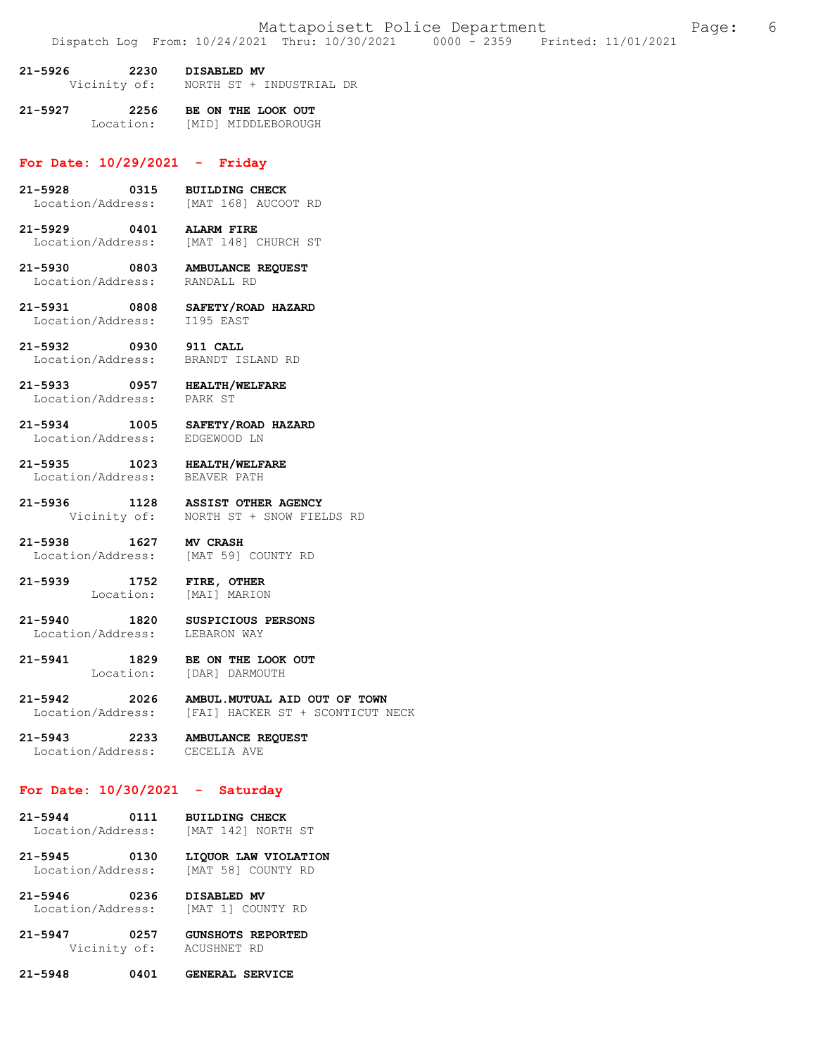**21-5926 2230 DISABLED MV**
Vicinity of: NORTH ST + INDUSTRIAL DR

**21-5927 2256 BE ON THE LOOK OUT**
Location: [MID] MIDDLEBOROUGH

## For Date: 10/29/2021 - Friday

**21-5928 0315 BUILDING CHECK**
Location/Address: [MAT 168] AUCOOT RD

**21-5929 0401 ALARM FIRE**
Location/Address: [MAT 148] CHURCH ST

**21-5930 0803 AMBULANCE REQUEST**
Location/Address: RANDALL RD

**21-5931 0808 SAFETY/ROAD HAZARD**
Location/Address: I195 EAST

**21-5932 0930 911 CALL**
Location/Address: BRANDT ISLAND RD

**21-5933 0957 HEALTH/WELFARE**
Location/Address: PARK ST

**21-5934 1005 SAFETY/ROAD HAZARD**
Location/Address: EDGEWOOD LN

**21-5935 1023 HEALTH/WELFARE**
Location/Address: BEAVER PATH

**21-5936 1128 ASSIST OTHER AGENCY**
Vicinity of: NORTH ST + SNOW FIELDS RD

**21-5938 1627 MV CRASH**
Location/Address: [MAT 59] COUNTY RD

**21-5939 1752 FIRE, OTHER**
Location: [MAI] MARION

**21-5940 1820 SUSPICIOUS PERSONS**
Location/Address: LEBARON WAY

**21-5941 1829 BE ON THE LOOK OUT**
Location: [DAR] DARMOUTH

**21-5942 2026 AMBUL.MUTUAL AID OUT OF TOWN**
Location/Address: [FAI] HACKER ST + SCONTICUT NECK

**21-5943 2233 AMBULANCE REQUEST**
Location/Address: CECELIA AVE

## For Date: 10/30/2021 - Saturday

**21-5944 0111 BUILDING CHECK**
Location/Address: [MAT 142] NORTH ST

**21-5945 0130 LIQUOR LAW VIOLATION**
Location/Address: [MAT 58] COUNTY RD

**21-5946 0236 DISABLED MV**
Location/Address: [MAT 1] COUNTY RD

**21-5947 0257 GUNSHOTS REPORTED**
Vicinity of: ACUSHNET RD

**21-5948 0401 GENERAL SERVICE**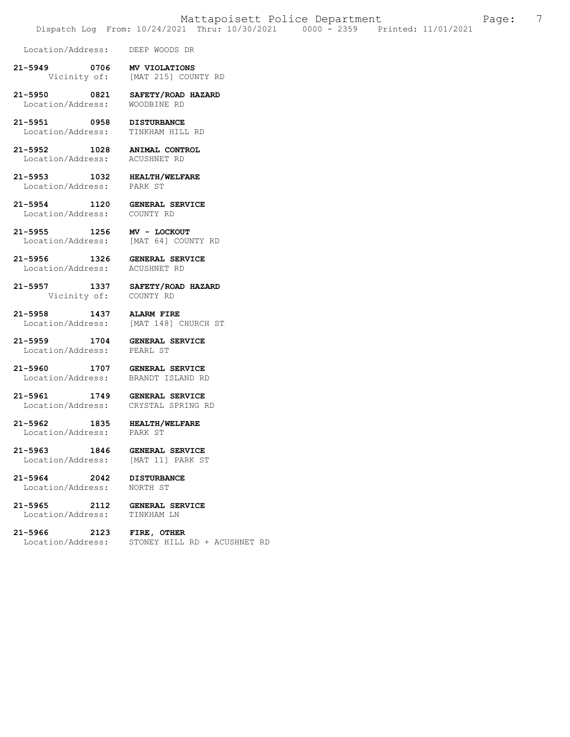Location/Address: DEEP WOODS DR

**21-5949 0706 MV VIOLATIONS**
Vicinity of: [MAT 215] COUNTY RD

**21-5950 0821 SAFETY/ROAD HAZARD**
Location/Address: WOODBINE RD

**21-5951 0958 DISTURBANCE**
Location/Address: TINKHAM HILL RD

**21-5952 1028 ANIMAL CONTROL**
Location/Address: ACUSHNET RD

**21-5953 1032 HEALTH/WELFARE**
Location/Address: PARK ST

**21-5954 1120 GENERAL SERVICE**
Location/Address: COUNTY RD

**21-5955 1256 MV - LOCKOUT**
Location/Address: [MAT 64] COUNTY RD

**21-5956 1326 GENERAL SERVICE**
Location/Address: ACUSHNET RD

**21-5957 1337 SAFETY/ROAD HAZARD**
Vicinity of: COUNTY RD

**21-5958 1437 ALARM FIRE**
Location/Address: [MAT 148] CHURCH ST

**21-5959 1704 GENERAL SERVICE**
Location/Address: PEARL ST

**21-5960 1707 GENERAL SERVICE**
Location/Address: BRANDT ISLAND RD

**21-5961 1749 GENERAL SERVICE**
Location/Address: CRYSTAL SPRING RD

**21-5962 1835 HEALTH/WELFARE**
Location/Address: PARK ST

**21-5963 1846 GENERAL SERVICE**
Location/Address: [MAT 11] PARK ST

**21-5964 2042 DISTURBANCE**
Location/Address: NORTH ST

**21-5965 2112 GENERAL SERVICE**
Location/Address: TINKHAM LN

**21-5966 2123 FIRE, OTHER**
Location/Address: STONEY HILL RD + ACUSHNET RD